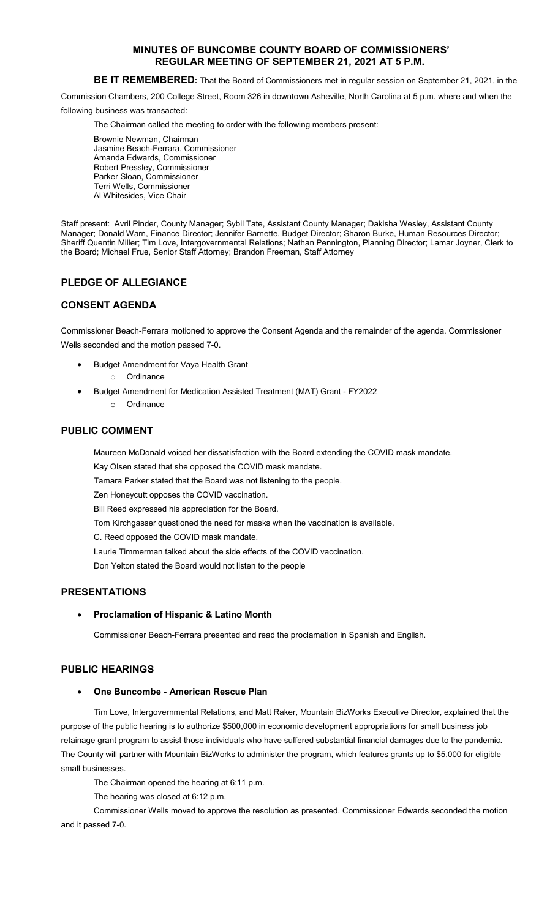# MINUTES OF BUNCOMBE COUNTY BOARD OF COMMISSIONERS' REGULAR MEETING OF SEPTEMBER 21, 2021 AT 5 P.M.

**BE IT REMEMBERED:** That the Board of Commissioners met in regular session on September 21, 2021, in the Commission Chambers, 200 College Street, Room 326 in downtown Asheville, North Carolina at 5 p.m. where and when the following business was transacted:

The Chairman called the meeting to order with the following members present:

Brownie Newman, Chairman
Jasmine Beach-Ferrara, Commissioner
Amanda Edwards, Commissioner
Robert Pressley, Commissioner
Parker Sloan, Commissioner
Terri Wells, Commissioner
Al Whitesides, Vice Chair

Staff present: Avril Pinder, County Manager; Sybil Tate, Assistant County Manager; Dakisha Wesley, Assistant County Manager; Donald Warn, Finance Director; Jennifer Barnette, Budget Director; Sharon Burke, Human Resources Director; Sheriff Quentin Miller; Tim Love, Intergovernmental Relations; Nathan Pennington, Planning Director; Lamar Joyner, Clerk to the Board; Michael Frue, Senior Staff Attorney; Brandon Freeman, Staff Attorney

## PLEDGE OF ALLEGIANCE

## CONSENT AGENDA

Commissioner Beach-Ferrara motioned to approve the Consent Agenda and the remainder of the agenda. Commissioner Wells seconded and the motion passed 7-0.

- Budget Amendment for Vaya Health Grant
  - Ordinance
- Budget Amendment for Medication Assisted Treatment (MAT) Grant - FY2022
  - Ordinance

## PUBLIC COMMENT

Maureen McDonald voiced her dissatisfaction with the Board extending the COVID mask mandate.

Kay Olsen stated that she opposed the COVID mask mandate.

Tamara Parker stated that the Board was not listening to the people.

Zen Honeycutt opposes the COVID vaccination.

Bill Reed expressed his appreciation for the Board.

Tom Kirchgasser questioned the need for masks when the vaccination is available.

C. Reed opposed the COVID mask mandate.

Laurie Timmerman talked about the side effects of the COVID vaccination.

Don Yelton stated the Board would not listen to the people

## PRESENTATIONS

- **Proclamation of Hispanic & Latino Month**

Commissioner Beach-Ferrara presented and read the proclamation in Spanish and English.

## PUBLIC HEARINGS

- **One Buncombe - American Rescue Plan**

Tim Love, Intergovernmental Relations, and Matt Raker, Mountain BizWorks Executive Director, explained that the purpose of the public hearing is to authorize $500,000 in economic development appropriations for small business job retainage grant program to assist those individuals who have suffered substantial financial damages due to the pandemic. The County will partner with Mountain BizWorks to administer the program, which features grants up to $5,000 for eligible small businesses.

The Chairman opened the hearing at 6:11 p.m.

The hearing was closed at 6:12 p.m.

Commissioner Wells moved to approve the resolution as presented. Commissioner Edwards seconded the motion and it passed 7-0.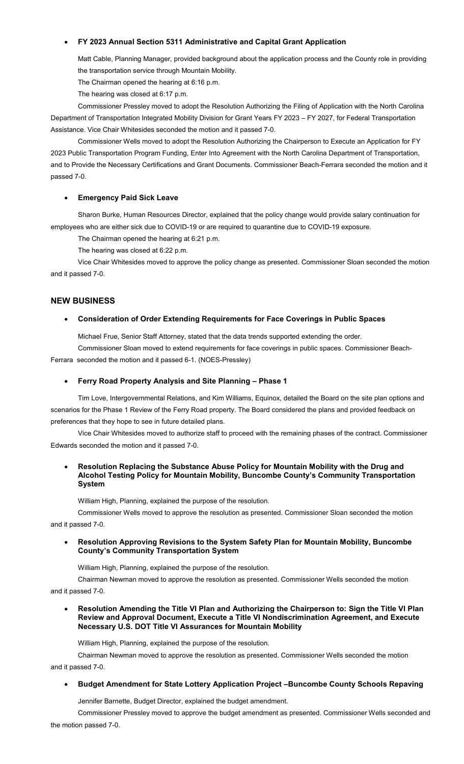- **FY 2023 Annual Section 5311 Administrative and Capital Grant Application**

  Matt Cable, Planning Manager, provided background about the application process and the County role in providing the transportation service through Mountain Mobility.

  The Chairman opened the hearing at 6:16 p.m.

  The hearing was closed at 6:17 p.m.

  Commissioner Pressley moved to adopt the Resolution Authorizing the Filing of Application with the North Carolina Department of Transportation Integrated Mobility Division for Grant Years FY 2023 – FY 2027, for Federal Transportation Assistance. Vice Chair Whitesides seconded the motion and it passed 7-0.

  Commissioner Wells moved to adopt the Resolution Authorizing the Chairperson to Execute an Application for FY 2023 Public Transportation Program Funding, Enter Into Agreement with the North Carolina Department of Transportation, and to Provide the Necessary Certifications and Grant Documents. Commissioner Beach-Ferrara seconded the motion and it passed 7-0.

- **Emergency Paid Sick Leave**

  Sharon Burke, Human Resources Director, explained that the policy change would provide salary continuation for employees who are either sick due to COVID-19 or are required to quarantine due to COVID-19 exposure.

  The Chairman opened the hearing at 6:21 p.m.

  The hearing was closed at 6:22 p.m.

  Vice Chair Whitesides moved to approve the policy change as presented. Commissioner Sloan seconded the motion and it passed 7-0.

## NEW BUSINESS

- **Consideration of Order Extending Requirements for Face Coverings in Public Spaces**

  Michael Frue, Senior Staff Attorney, stated that the data trends supported extending the order.

  Commissioner Sloan moved to extend requirements for face coverings in public spaces. Commissioner Beach-Ferrara seconded the motion and it passed 6-1. (NOES-Pressley)

- **Ferry Road Property Analysis and Site Planning – Phase 1**

  Tim Love, Intergovernmental Relations, and Kim Williams, Equinox, detailed the Board on the site plan options and scenarios for the Phase 1 Review of the Ferry Road property. The Board considered the plans and provided feedback on preferences that they hope to see in future detailed plans.

  Vice Chair Whitesides moved to authorize staff to proceed with the remaining phases of the contract. Commissioner Edwards seconded the motion and it passed 7-0.

- **Resolution Replacing the Substance Abuse Policy for Mountain Mobility with the Drug and Alcohol Testing Policy for Mountain Mobility, Buncombe County's Community Transportation System**

  William High, Planning, explained the purpose of the resolution.

  Commissioner Wells moved to approve the resolution as presented. Commissioner Sloan seconded the motion and it passed 7-0.

- **Resolution Approving Revisions to the System Safety Plan for Mountain Mobility, Buncombe County's Community Transportation System**

  William High, Planning, explained the purpose of the resolution.

  Chairman Newman moved to approve the resolution as presented. Commissioner Wells seconded the motion and it passed 7-0.

- **Resolution Amending the Title VI Plan and Authorizing the Chairperson to: Sign the Title VI Plan Review and Approval Document, Execute a Title VI Nondiscrimination Agreement, and Execute Necessary U.S. DOT Title VI Assurances for Mountain Mobility**

  William High, Planning, explained the purpose of the resolution.

  Chairman Newman moved to approve the resolution as presented. Commissioner Wells seconded the motion and it passed 7-0.

- **Budget Amendment for State Lottery Application Project –Buncombe County Schools Repaving**

  Jennifer Barnette, Budget Director, explained the budget amendment.

  Commissioner Pressley moved to approve the budget amendment as presented. Commissioner Wells seconded and the motion passed 7-0.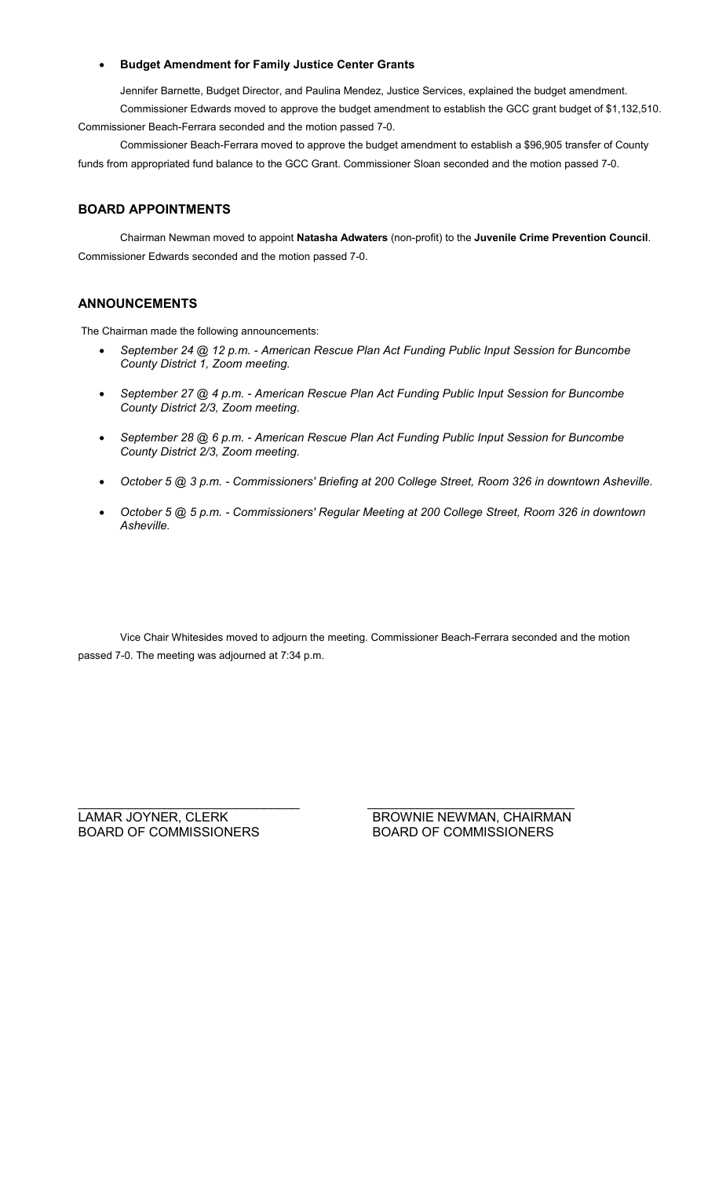- **Budget Amendment for Family Justice Center Grants**

Jennifer Barnette, Budget Director, and Paulina Mendez, Justice Services, explained the budget amendment.

Commissioner Edwards moved to approve the budget amendment to establish the GCC grant budget of $1,132,510. Commissioner Beach-Ferrara seconded and the motion passed 7-0.

Commissioner Beach-Ferrara moved to approve the budget amendment to establish a $96,905 transfer of County funds from appropriated fund balance to the GCC Grant. Commissioner Sloan seconded and the motion passed 7-0.

## BOARD APPOINTMENTS

Chairman Newman moved to appoint **Natasha Adwaters** (non-profit) to the **Juvenile Crime Prevention Council**. Commissioner Edwards seconded and the motion passed 7-0.

## ANNOUNCEMENTS

The Chairman made the following announcements:

- *September 24 @ 12 p.m. - American Rescue Plan Act Funding Public Input Session for Buncombe County District 1, Zoom meeting.*
- *September 27 @ 4 p.m. - American Rescue Plan Act Funding Public Input Session for Buncombe County District 2/3, Zoom meeting.*
- *September 28 @ 6 p.m. - American Rescue Plan Act Funding Public Input Session for Buncombe County District 2/3, Zoom meeting.*
- *October 5 @ 3 p.m. - Commissioners' Briefing at 200 College Street, Room 326 in downtown Asheville.*
- *October 5 @ 5 p.m. - Commissioners' Regular Meeting at 200 College Street, Room 326 in downtown Asheville.*

Vice Chair Whitesides moved to adjourn the meeting. Commissioner Beach-Ferrara seconded and the motion passed 7-0. The meeting was adjourned at 7:34 p.m.

\_\_\_\_\_\_\_\_\_\_\_\_\_\_\_\_\_\_\_\_\_\_\_\_\_\_\_\_\_\_\_\_
LAMAR JOYNER, CLERK
BOARD OF COMMISSIONERS

\_\_\_\_\_\_\_\_\_\_\_\_\_\_\_\_\_\_\_\_\_\_\_\_\_\_\_\_\_\_\_\_
BROWNIE NEWMAN, CHAIRMAN
BOARD OF COMMISSIONERS